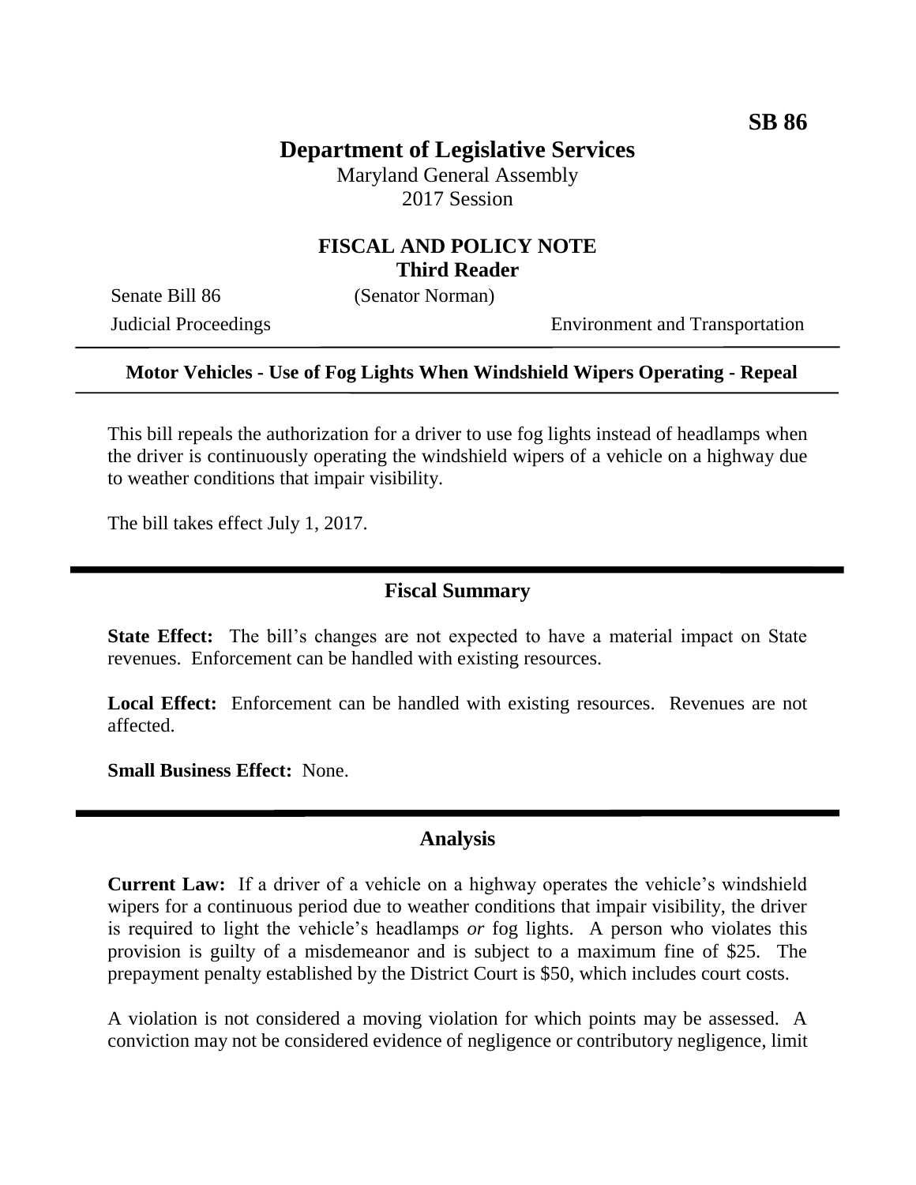SB 86

# Department of Legislative Services

Maryland General Assembly
2017 Session

## FISCAL AND POLICY NOTE
### Third Reader

Senate Bill 86 (Senator Norman)
Judicial Proceedings Environment and Transportation

---

**Motor Vehicles - Use of Fog Lights When Windshield Wipers Operating - Repeal**

---

This bill repeals the authorization for a driver to use fog lights instead of headlamps when the driver is continuously operating the windshield wipers of a vehicle on a highway due to weather conditions that impair visibility.

The bill takes effect July 1, 2017.

## Fiscal Summary

**State Effect:** The bill's changes are not expected to have a material impact on State revenues. Enforcement can be handled with existing resources.

**Local Effect:** Enforcement can be handled with existing resources. Revenues are not affected.

**Small Business Effect:** None.

## Analysis

**Current Law:** If a driver of a vehicle on a highway operates the vehicle's windshield wipers for a continuous period due to weather conditions that impair visibility, the driver is required to light the vehicle's headlamps *or* fog lights. A person who violates this provision is guilty of a misdemeanor and is subject to a maximum fine of $25. The prepayment penalty established by the District Court is $50, which includes court costs.

A violation is not considered a moving violation for which points may be assessed. A conviction may not be considered evidence of negligence or contributory negligence, limit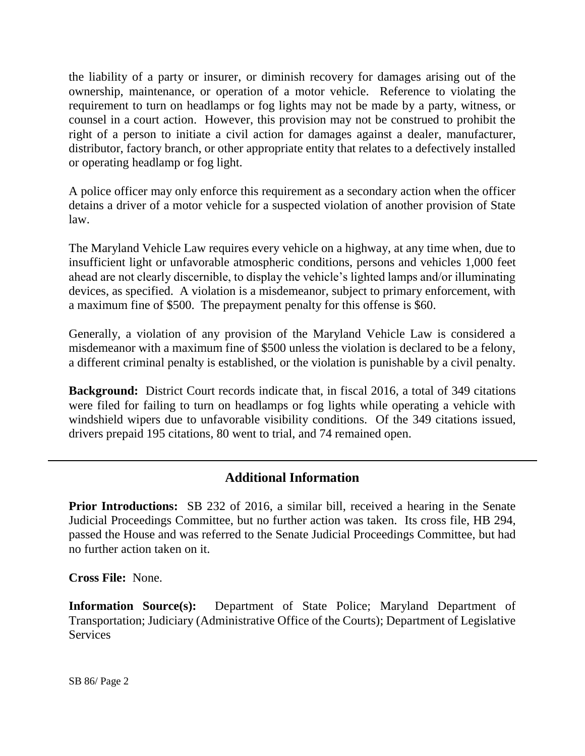the liability of a party or insurer, or diminish recovery for damages arising out of the ownership, maintenance, or operation of a motor vehicle. Reference to violating the requirement to turn on headlamps or fog lights may not be made by a party, witness, or counsel in a court action. However, this provision may not be construed to prohibit the right of a person to initiate a civil action for damages against a dealer, manufacturer, distributor, factory branch, or other appropriate entity that relates to a defectively installed or operating headlamp or fog light.

A police officer may only enforce this requirement as a secondary action when the officer detains a driver of a motor vehicle for a suspected violation of another provision of State law.

The Maryland Vehicle Law requires every vehicle on a highway, at any time when, due to insufficient light or unfavorable atmospheric conditions, persons and vehicles 1,000 feet ahead are not clearly discernible, to display the vehicle's lighted lamps and/or illuminating devices, as specified. A violation is a misdemeanor, subject to primary enforcement, with a maximum fine of $500. The prepayment penalty for this offense is $60.

Generally, a violation of any provision of the Maryland Vehicle Law is considered a misdemeanor with a maximum fine of $500 unless the violation is declared to be a felony, a different criminal penalty is established, or the violation is punishable by a civil penalty.

**Background:** District Court records indicate that, in fiscal 2016, a total of 349 citations were filed for failing to turn on headlamps or fog lights while operating a vehicle with windshield wipers due to unfavorable visibility conditions. Of the 349 citations issued, drivers prepaid 195 citations, 80 went to trial, and 74 remained open.

---

## Additional Information

**Prior Introductions:** SB 232 of 2016, a similar bill, received a hearing in the Senate Judicial Proceedings Committee, but no further action was taken. Its cross file, HB 294, passed the House and was referred to the Senate Judicial Proceedings Committee, but had no further action taken on it.

**Cross File:** None.

**Information Source(s):** Department of State Police; Maryland Department of Transportation; Judiciary (Administrative Office of the Courts); Department of Legislative Services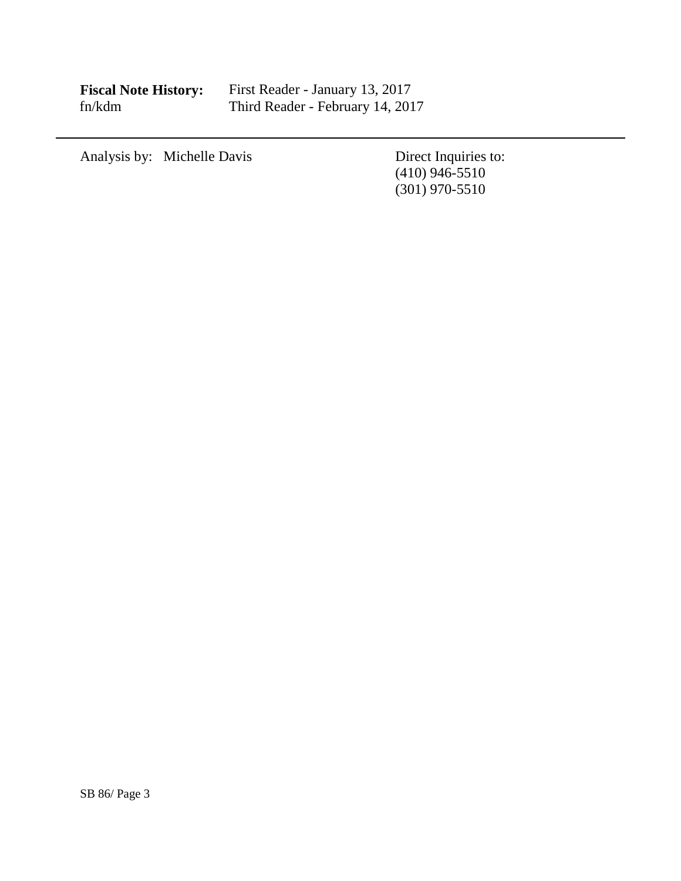**Fiscal Note History:** First Reader - January 13, 2017
fn/kdm Third Reader - February 14, 2017

---

Analysis by: Michelle Davis

Direct Inquiries to:
(410) 946-5510
(301) 970-5510